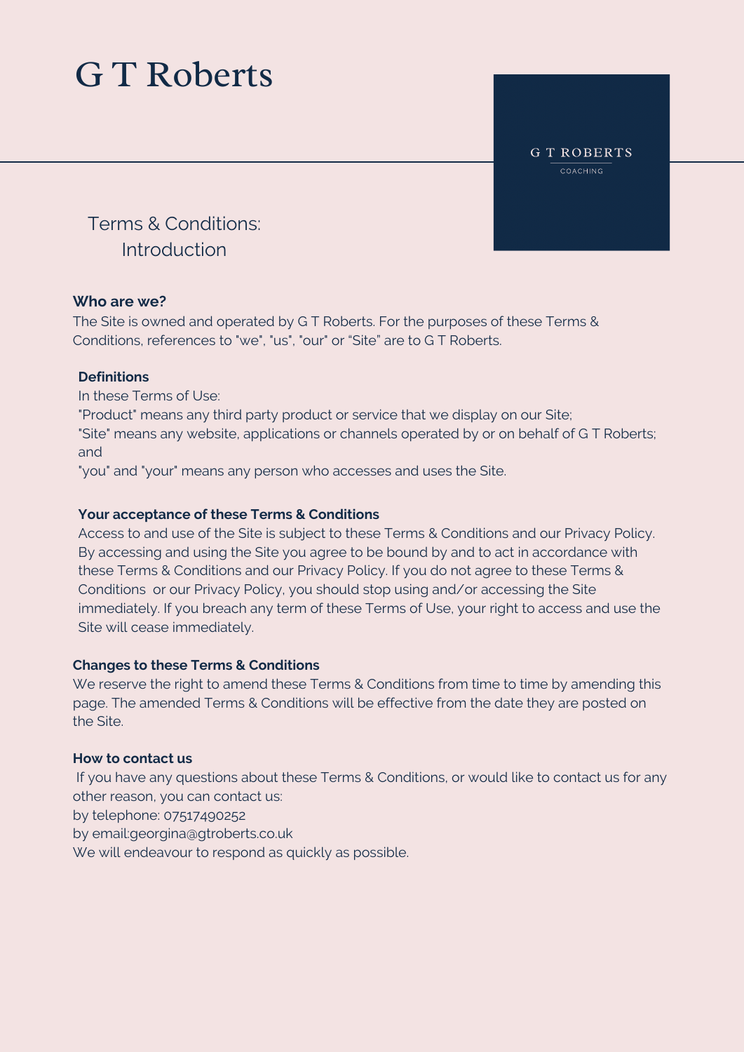# G T Roberts

G T ROBERTS
COACHING

## Terms & Conditions: Introduction

**Who are we?**

The Site is owned and operated by G T Roberts. For the purposes of these Terms & Conditions, references to "we", "us", "our" or "Site" are to G T Roberts.

**Definitions**

In these Terms of Use:

"Product" means any third party product or service that we display on our Site;

"Site" means any website, applications or channels operated by or on behalf of G T Roberts; and

"you" and "your" means any person who accesses and uses the Site.

**Your acceptance of these Terms & Conditions**

Access to and use of the Site is subject to these Terms & Conditions and our Privacy Policy. By accessing and using the Site you agree to be bound by and to act in accordance with these Terms & Conditions and our Privacy Policy. If you do not agree to these Terms & Conditions or our Privacy Policy, you should stop using and/or accessing the Site immediately. If you breach any term of these Terms of Use, your right to access and use the Site will cease immediately.

**Changes to these Terms & Conditions**

We reserve the right to amend these Terms & Conditions from time to time by amending this page. The amended Terms & Conditions will be effective from the date they are posted on the Site.

**How to contact us**

If you have any questions about these Terms & Conditions, or would like to contact us for any other reason, you can contact us:

by telephone: 07517490252

by email:georgina@gtroberts.co.uk

We will endeavour to respond as quickly as possible.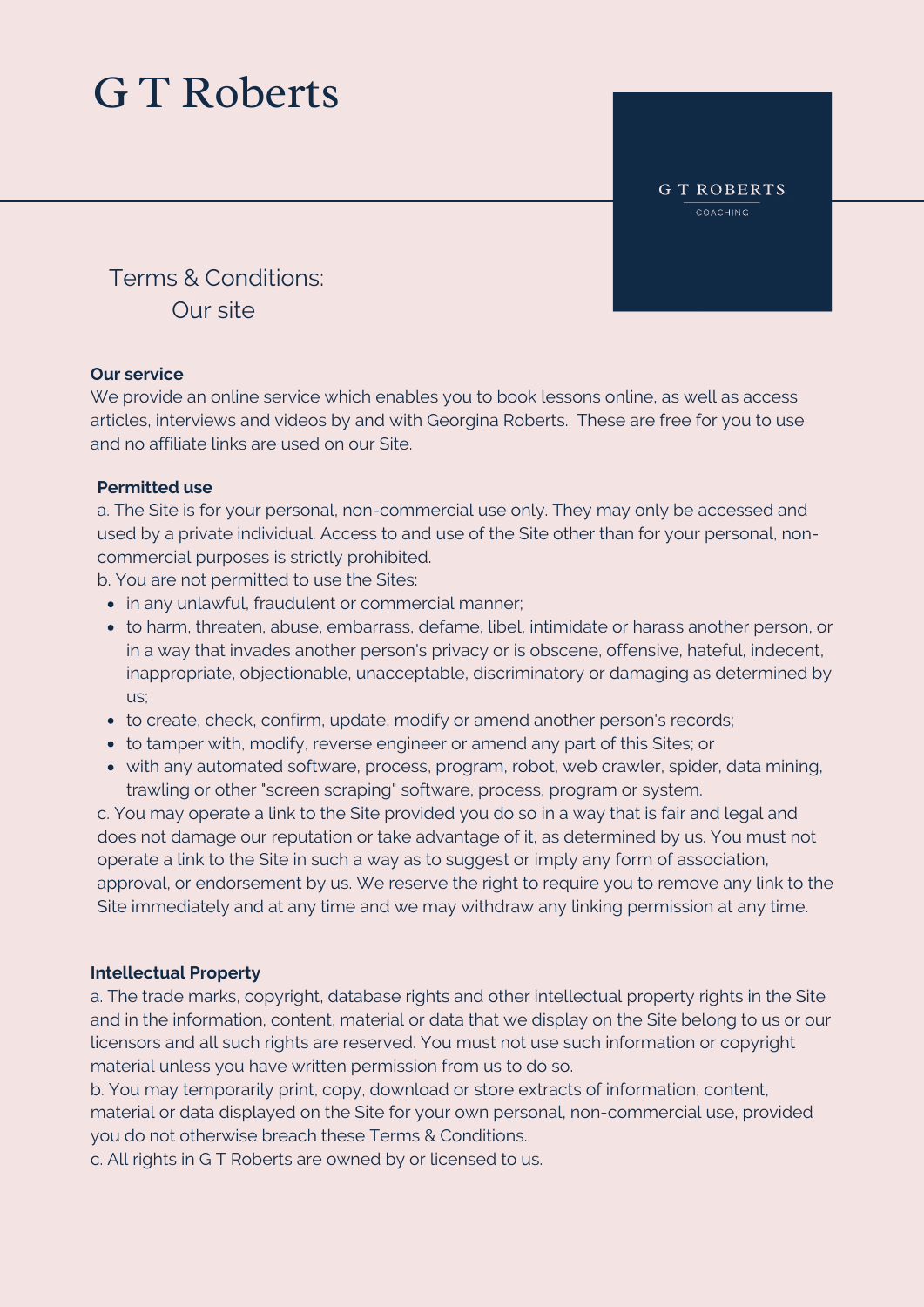# G T Roberts

G T ROBERTS
COACHING

## Terms & Conditions: Our site

**Our service**

We provide an online service which enables you to book lessons online, as well as access articles, interviews and videos by and with Georgina Roberts.  These are free for you to use and no affiliate links are used on our Site.

**Permitted use**

a. The Site is for your personal, non-commercial use only. They may only be accessed and used by a private individual. Access to and use of the Site other than for your personal, non-commercial purposes is strictly prohibited.

b. You are not permitted to use the Sites:

- in any unlawful, fraudulent or commercial manner;
- to harm, threaten, abuse, embarrass, defame, libel, intimidate or harass another person, or in a way that invades another person's privacy or is obscene, offensive, hateful, indecent, inappropriate, objectionable, unacceptable, discriminatory or damaging as determined by us;
- to create, check, confirm, update, modify or amend another person's records;
- to tamper with, modify, reverse engineer or amend any part of this Sites; or
- with any automated software, process, program, robot, web crawler, spider, data mining, trawling or other "screen scraping" software, process, program or system.

c. You may operate a link to the Site provided you do so in a way that is fair and legal and does not damage our reputation or take advantage of it, as determined by us. You must not operate a link to the Site in such a way as to suggest or imply any form of association, approval, or endorsement by us. We reserve the right to require you to remove any link to the Site immediately and at any time and we may withdraw any linking permission at any time.

**Intellectual Property**

a. The trade marks, copyright, database rights and other intellectual property rights in the Site and in the information, content, material or data that we display on the Site belong to us or our licensors and all such rights are reserved. You must not use such information or copyright material unless you have written permission from us to do so.

b. You may temporarily print, copy, download or store extracts of information, content, material or data displayed on the Site for your own personal, non-commercial use, provided you do not otherwise breach these Terms & Conditions.

c. All rights in G T Roberts are owned by or licensed to us.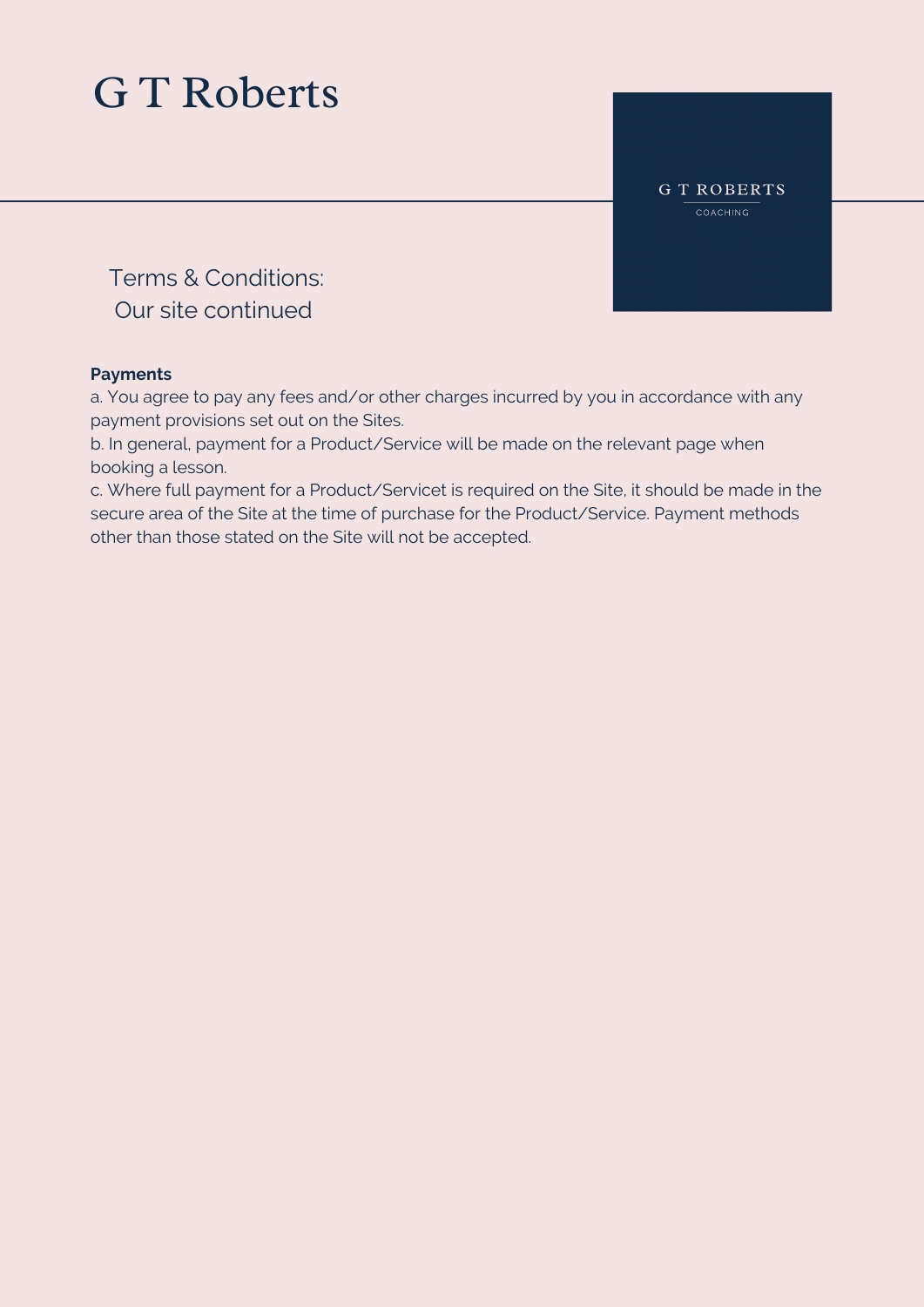# G T Roberts

G T ROBERTS

COACHING

## Terms & Conditions: Our site continued

**Payments**

a. You agree to pay any fees and/or other charges incurred by you in accordance with any payment provisions set out on the Sites.

b. In general, payment for a Product/Service will be made on the relevant page when booking a lesson.

c. Where full payment for a Product/Servicet is required on the Site, it should be made in the secure area of the Site at the time of purchase for the Product/Service. Payment methods other than those stated on the Site will not be accepted.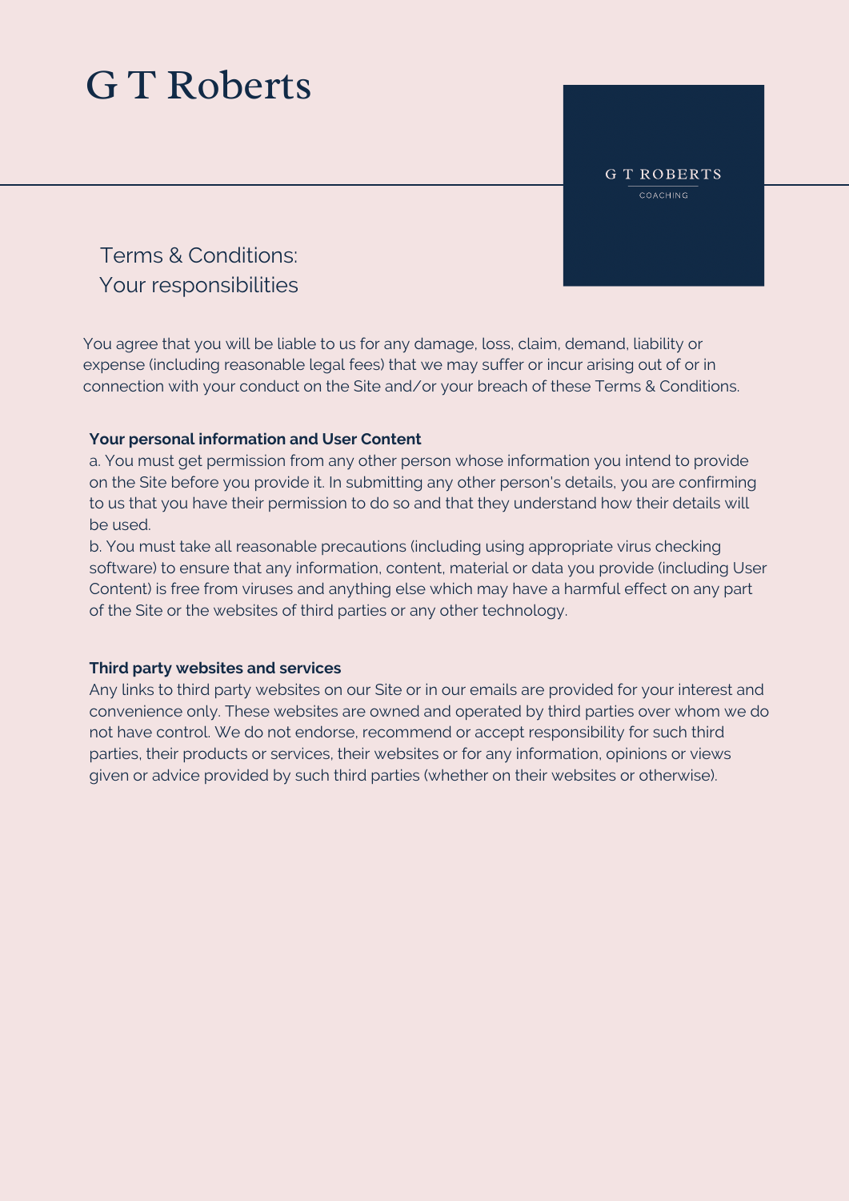# G T Roberts

G T ROBERTS
COACHING

## Terms & Conditions: Your responsibilities

You agree that you will be liable to us for any damage, loss, claim, demand, liability or expense (including reasonable legal fees) that we may suffer or incur arising out of or in connection with your conduct on the Site and/or your breach of these Terms & Conditions.

**Your personal information and User Content**

a. You must get permission from any other person whose information you intend to provide on the Site before you provide it. In submitting any other person's details, you are confirming to us that you have their permission to do so and that they understand how their details will be used.

b. You must take all reasonable precautions (including using appropriate virus checking software) to ensure that any information, content, material or data you provide (including User Content) is free from viruses and anything else which may have a harmful effect on any part of the Site or the websites of third parties or any other technology.

**Third party websites and services**

Any links to third party websites on our Site or in our emails are provided for your interest and convenience only. These websites are owned and operated by third parties over whom we do not have control. We do not endorse, recommend or accept responsibility for such third parties, their products or services, their websites or for any information, opinions or views given or advice provided by such third parties (whether on their websites or otherwise).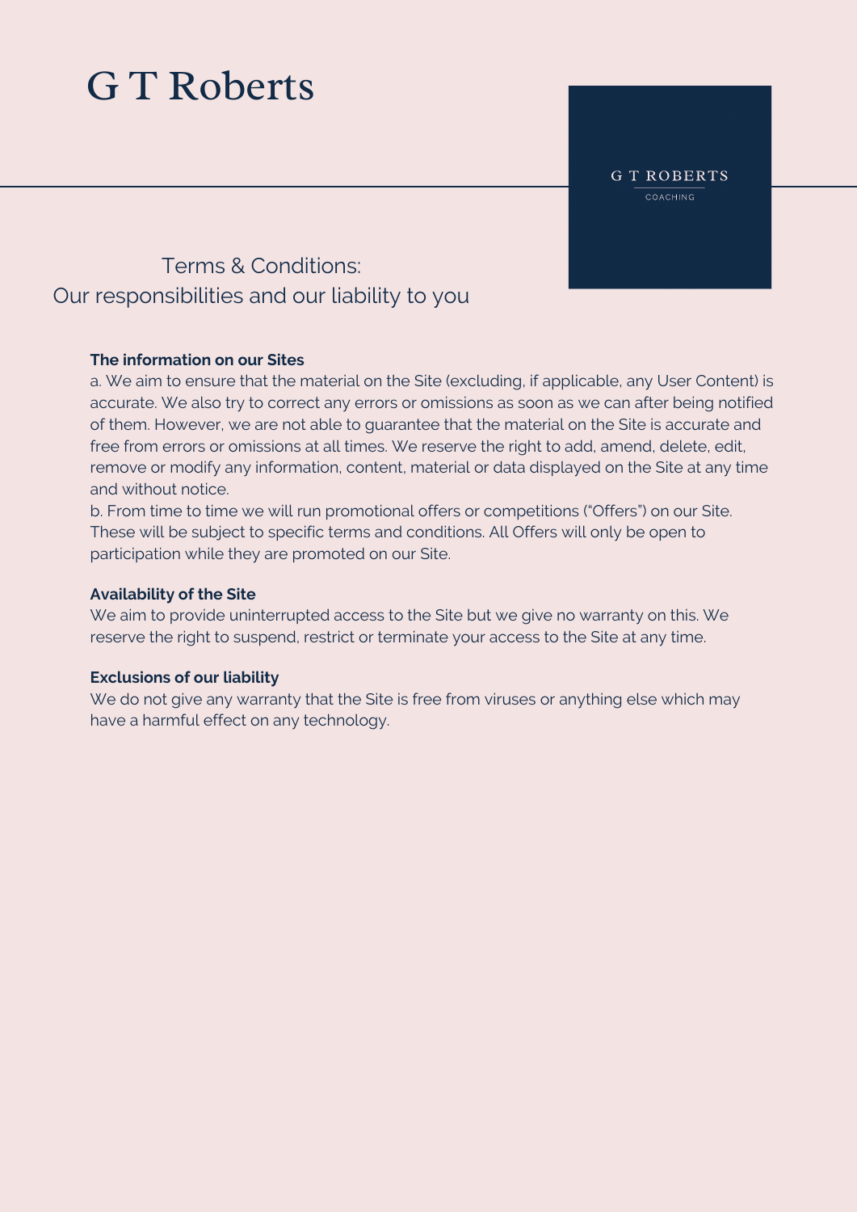# G T Roberts

G T ROBERTS
COACHING

## Terms & Conditions:
## Our responsibilities and our liability to you

**The information on our Sites**

a. We aim to ensure that the material on the Site (excluding, if applicable, any User Content) is accurate. We also try to correct any errors or omissions as soon as we can after being notified of them. However, we are not able to guarantee that the material on the Site is accurate and free from errors or omissions at all times. We reserve the right to add, amend, delete, edit, remove or modify any information, content, material or data displayed on the Site at any time and without notice.

b. From time to time we will run promotional offers or competitions ("Offers") on our Site. These will be subject to specific terms and conditions. All Offers will only be open to participation while they are promoted on our Site.

**Availability of the Site**

We aim to provide uninterrupted access to the Site but we give no warranty on this. We reserve the right to suspend, restrict or terminate your access to the Site at any time.

**Exclusions of our liability**

We do not give any warranty that the Site is free from viruses or anything else which may have a harmful effect on any technology.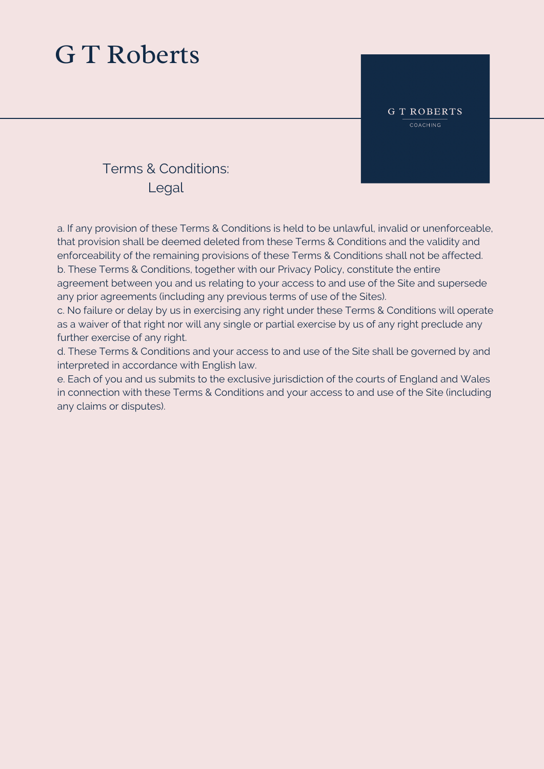## Terms & Conditions: Legal

a. If any provision of these Terms & Conditions is held to be unlawful, invalid or unenforceable, that provision shall be deemed deleted from these Terms & Conditions and the validity and enforceability of the remaining provisions of these Terms & Conditions shall not be affected.

b. These Terms & Conditions, together with our Privacy Policy, constitute the entire agreement between you and us relating to your access to and use of the Site and supersede any prior agreements (including any previous terms of use of the Sites).

c. No failure or delay by us in exercising any right under these Terms & Conditions will operate as a waiver of that right nor will any single or partial exercise by us of any right preclude any further exercise of any right.

d. These Terms & Conditions and your access to and use of the Site shall be governed by and interpreted in accordance with English law.

e. Each of you and us submits to the exclusive jurisdiction of the courts of England and Wales in connection with these Terms & Conditions and your access to and use of the Site (including any claims or disputes).